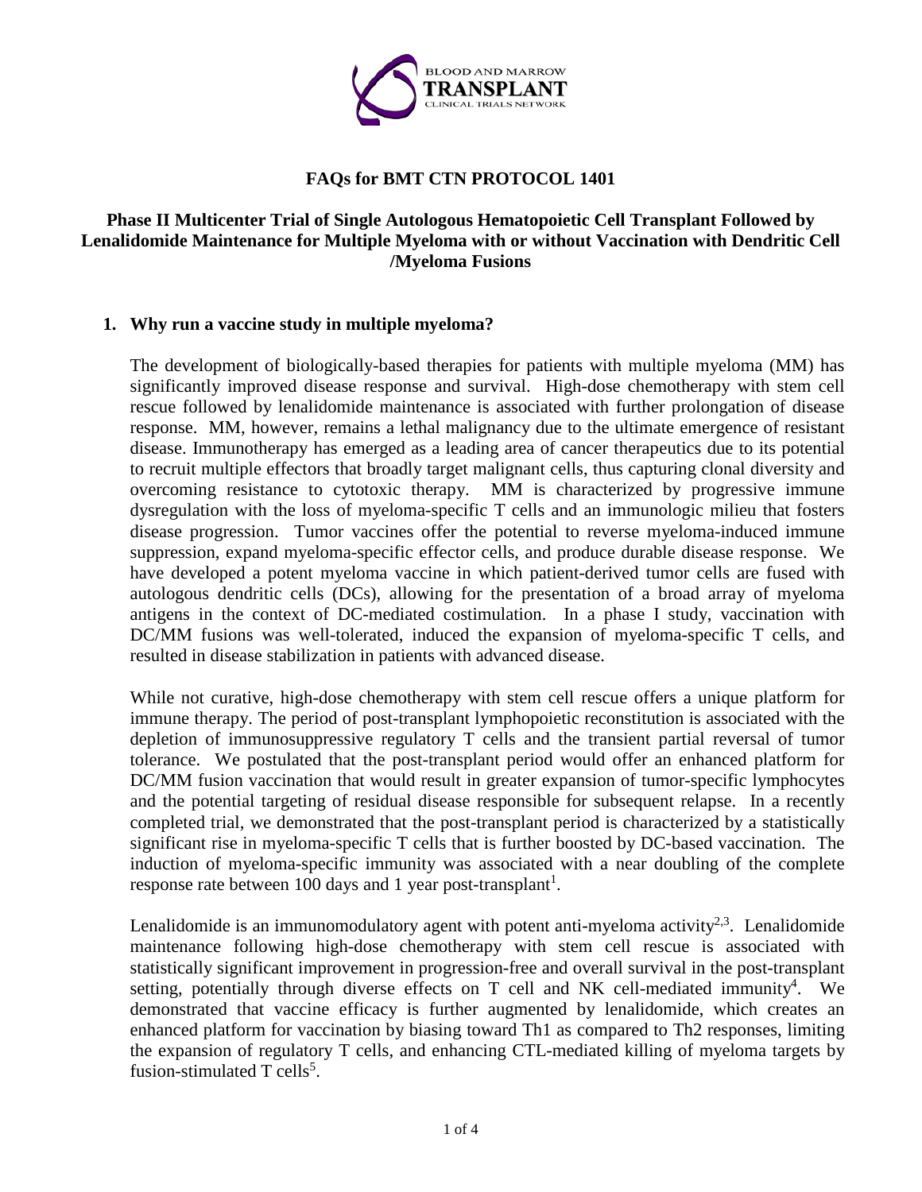# FAQs for BMT CTN PROTOCOL 1401

## Phase II Multicenter Trial of Single Autologous Hematopoietic Cell Transplant Followed by Lenalidomide Maintenance for Multiple Myeloma with or without Vaccination with Dendritic Cell /Myeloma Fusions

### 1. Why run a vaccine study in multiple myeloma?

The development of biologically-based therapies for patients with multiple myeloma (MM) has significantly improved disease response and survival. High-dose chemotherapy with stem cell rescue followed by lenalidomide maintenance is associated with further prolongation of disease response. MM, however, remains a lethal malignancy due to the ultimate emergence of resistant disease. Immunotherapy has emerged as a leading area of cancer therapeutics due to its potential to recruit multiple effectors that broadly target malignant cells, thus capturing clonal diversity and overcoming resistance to cytotoxic therapy. MM is characterized by progressive immune dysregulation with the loss of myeloma-specific T cells and an immunologic milieu that fosters disease progression. Tumor vaccines offer the potential to reverse myeloma-induced immune suppression, expand myeloma-specific effector cells, and produce durable disease response. We have developed a potent myeloma vaccine in which patient-derived tumor cells are fused with autologous dendritic cells (DCs), allowing for the presentation of a broad array of myeloma antigens in the context of DC-mediated costimulation. In a phase I study, vaccination with DC/MM fusions was well-tolerated, induced the expansion of myeloma-specific T cells, and resulted in disease stabilization in patients with advanced disease.

While not curative, high-dose chemotherapy with stem cell rescue offers a unique platform for immune therapy. The period of post-transplant lymphopoietic reconstitution is associated with the depletion of immunosuppressive regulatory T cells and the transient partial reversal of tumor tolerance. We postulated that the post-transplant period would offer an enhanced platform for DC/MM fusion vaccination that would result in greater expansion of tumor-specific lymphocytes and the potential targeting of residual disease responsible for subsequent relapse. In a recently completed trial, we demonstrated that the post-transplant period is characterized by a statistically significant rise in myeloma-specific T cells that is further boosted by DC-based vaccination. The induction of myeloma-specific immunity was associated with a near doubling of the complete response rate between 100 days and 1 year post-transplant[1].

Lenalidomide is an immunomodulatory agent with potent anti-myeloma activity[2,3]. Lenalidomide maintenance following high-dose chemotherapy with stem cell rescue is associated with statistically significant improvement in progression-free and overall survival in the post-transplant setting, potentially through diverse effects on T cell and NK cell-mediated immunity[4]. We demonstrated that vaccine efficacy is further augmented by lenalidomide, which creates an enhanced platform for vaccination by biasing toward Th1 as compared to Th2 responses, limiting the expansion of regulatory T cells, and enhancing CTL-mediated killing of myeloma targets by fusion-stimulated T cells[5].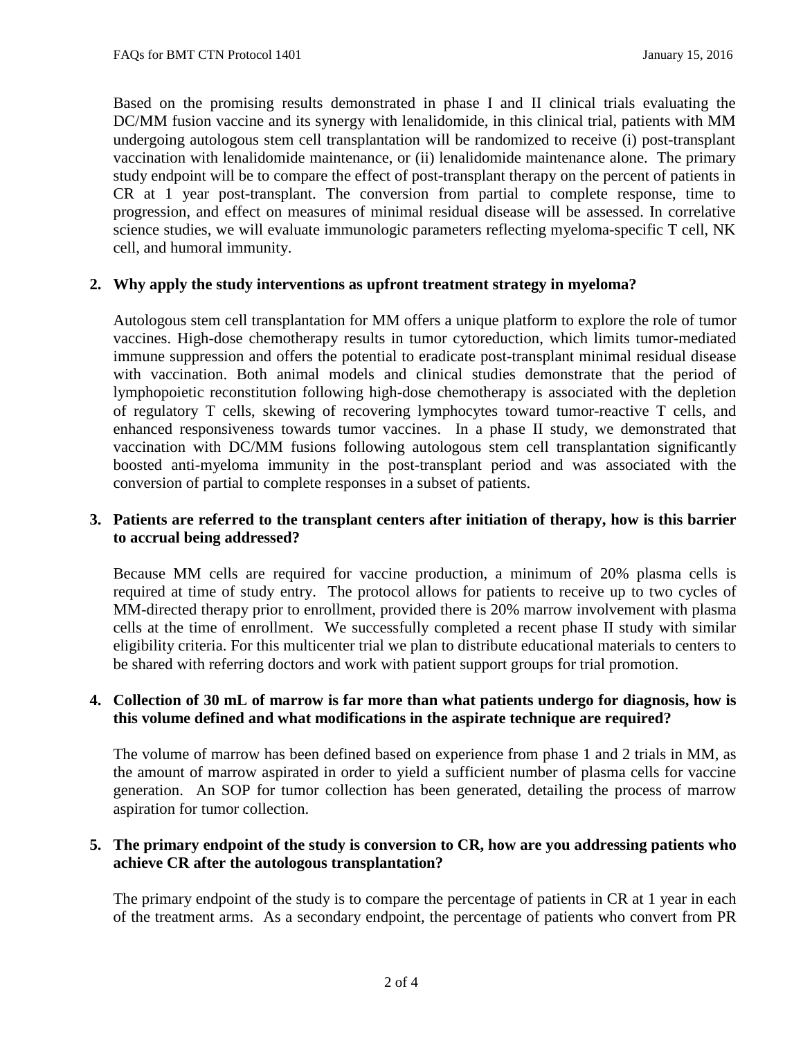Based on the promising results demonstrated in phase I and II clinical trials evaluating the DC/MM fusion vaccine and its synergy with lenalidomide, in this clinical trial, patients with MM undergoing autologous stem cell transplantation will be randomized to receive (i) post-transplant vaccination with lenalidomide maintenance, or (ii) lenalidomide maintenance alone. The primary study endpoint will be to compare the effect of post-transplant therapy on the percent of patients in CR at 1 year post-transplant. The conversion from partial to complete response, time to progression, and effect on measures of minimal residual disease will be assessed. In correlative science studies, we will evaluate immunologic parameters reflecting myeloma-specific T cell, NK cell, and humoral immunity.

**2. Why apply the study interventions as upfront treatment strategy in myeloma?**

Autologous stem cell transplantation for MM offers a unique platform to explore the role of tumor vaccines. High-dose chemotherapy results in tumor cytoreduction, which limits tumor-mediated immune suppression and offers the potential to eradicate post-transplant minimal residual disease with vaccination. Both animal models and clinical studies demonstrate that the period of lymphopoietic reconstitution following high-dose chemotherapy is associated with the depletion of regulatory T cells, skewing of recovering lymphocytes toward tumor-reactive T cells, and enhanced responsiveness towards tumor vaccines. In a phase II study, we demonstrated that vaccination with DC/MM fusions following autologous stem cell transplantation significantly boosted anti-myeloma immunity in the post-transplant period and was associated with the conversion of partial to complete responses in a subset of patients.

**3. Patients are referred to the transplant centers after initiation of therapy, how is this barrier to accrual being addressed?**

Because MM cells are required for vaccine production, a minimum of 20% plasma cells is required at time of study entry. The protocol allows for patients to receive up to two cycles of MM-directed therapy prior to enrollment, provided there is 20% marrow involvement with plasma cells at the time of enrollment. We successfully completed a recent phase II study with similar eligibility criteria. For this multicenter trial we plan to distribute educational materials to centers to be shared with referring doctors and work with patient support groups for trial promotion.

**4. Collection of 30 mL of marrow is far more than what patients undergo for diagnosis, how is this volume defined and what modifications in the aspirate technique are required?**

The volume of marrow has been defined based on experience from phase 1 and 2 trials in MM, as the amount of marrow aspirated in order to yield a sufficient number of plasma cells for vaccine generation. An SOP for tumor collection has been generated, detailing the process of marrow aspiration for tumor collection.

**5. The primary endpoint of the study is conversion to CR, how are you addressing patients who achieve CR after the autologous transplantation?**

The primary endpoint of the study is to compare the percentage of patients in CR at 1 year in each of the treatment arms. As a secondary endpoint, the percentage of patients who convert from PR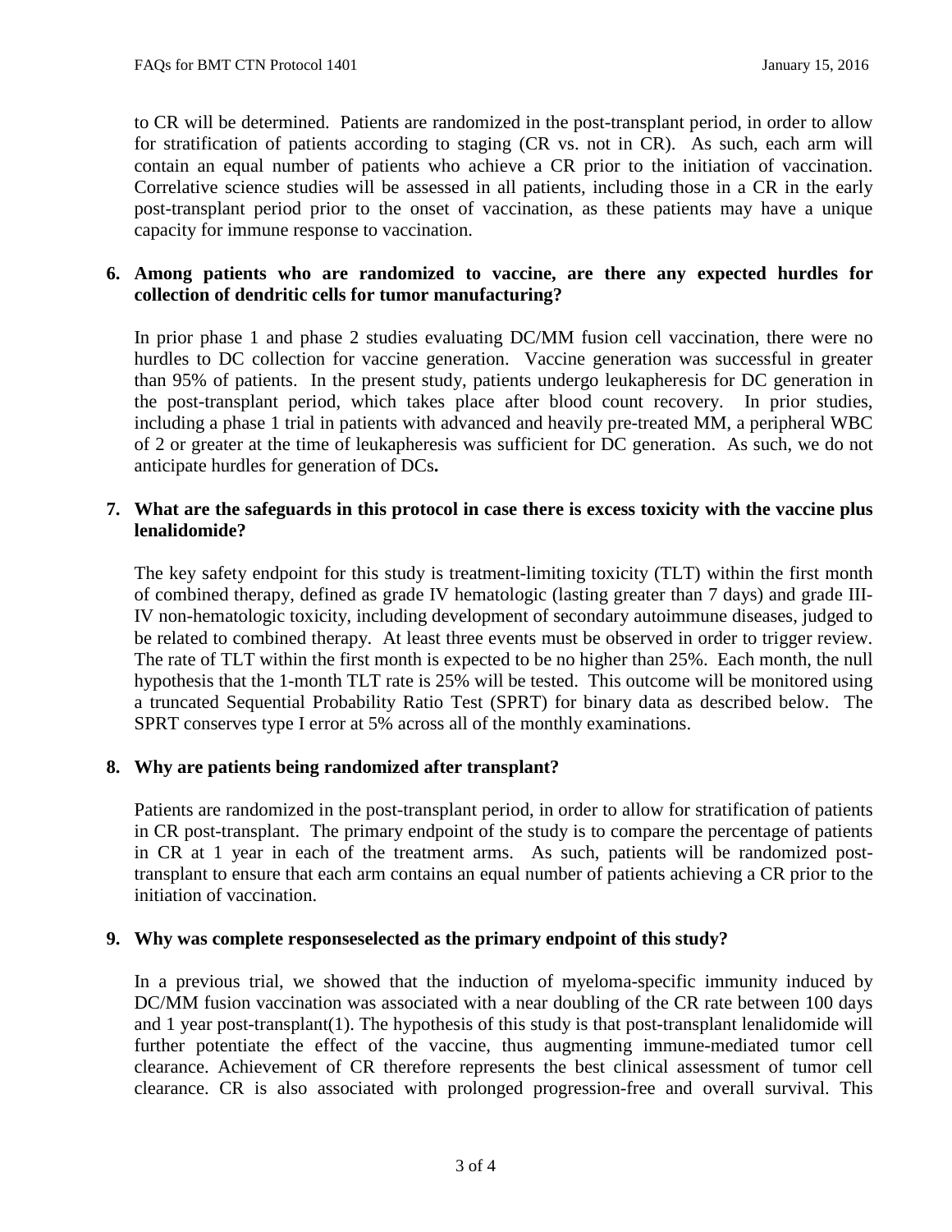to CR will be determined. Patients are randomized in the post-transplant period, in order to allow for stratification of patients according to staging (CR vs. not in CR). As such, each arm will contain an equal number of patients who achieve a CR prior to the initiation of vaccination. Correlative science studies will be assessed in all patients, including those in a CR in the early post-transplant period prior to the onset of vaccination, as these patients may have a unique capacity for immune response to vaccination.

**6. Among patients who are randomized to vaccine, are there any expected hurdles for collection of dendritic cells for tumor manufacturing?**

In prior phase 1 and phase 2 studies evaluating DC/MM fusion cell vaccination, there were no hurdles to DC collection for vaccine generation. Vaccine generation was successful in greater than 95% of patients. In the present study, patients undergo leukapheresis for DC generation in the post-transplant period, which takes place after blood count recovery. In prior studies, including a phase 1 trial in patients with advanced and heavily pre-treated MM, a peripheral WBC of 2 or greater at the time of leukapheresis was sufficient for DC generation. As such, we do not anticipate hurdles for generation of DCs**.**

**7. What are the safeguards in this protocol in case there is excess toxicity with the vaccine plus lenalidomide?**

The key safety endpoint for this study is treatment-limiting toxicity (TLT) within the first month of combined therapy, defined as grade IV hematologic (lasting greater than 7 days) and grade III-IV non-hematologic toxicity, including development of secondary autoimmune diseases, judged to be related to combined therapy. At least three events must be observed in order to trigger review. The rate of TLT within the first month is expected to be no higher than 25%. Each month, the null hypothesis that the 1-month TLT rate is 25% will be tested. This outcome will be monitored using a truncated Sequential Probability Ratio Test (SPRT) for binary data as described below. The SPRT conserves type I error at 5% across all of the monthly examinations.

**8. Why are patients being randomized after transplant?**

Patients are randomized in the post-transplant period, in order to allow for stratification of patients in CR post-transplant. The primary endpoint of the study is to compare the percentage of patients in CR at 1 year in each of the treatment arms. As such, patients will be randomized post-transplant to ensure that each arm contains an equal number of patients achieving a CR prior to the initiation of vaccination.

**9. Why was complete responseselected as the primary endpoint of this study?**

In a previous trial, we showed that the induction of myeloma-specific immunity induced by DC/MM fusion vaccination was associated with a near doubling of the CR rate between 100 days and 1 year post-transplant(1). The hypothesis of this study is that post-transplant lenalidomide will further potentiate the effect of the vaccine, thus augmenting immune-mediated tumor cell clearance. Achievement of CR therefore represents the best clinical assessment of tumor cell clearance. CR is also associated with prolonged progression-free and overall survival. This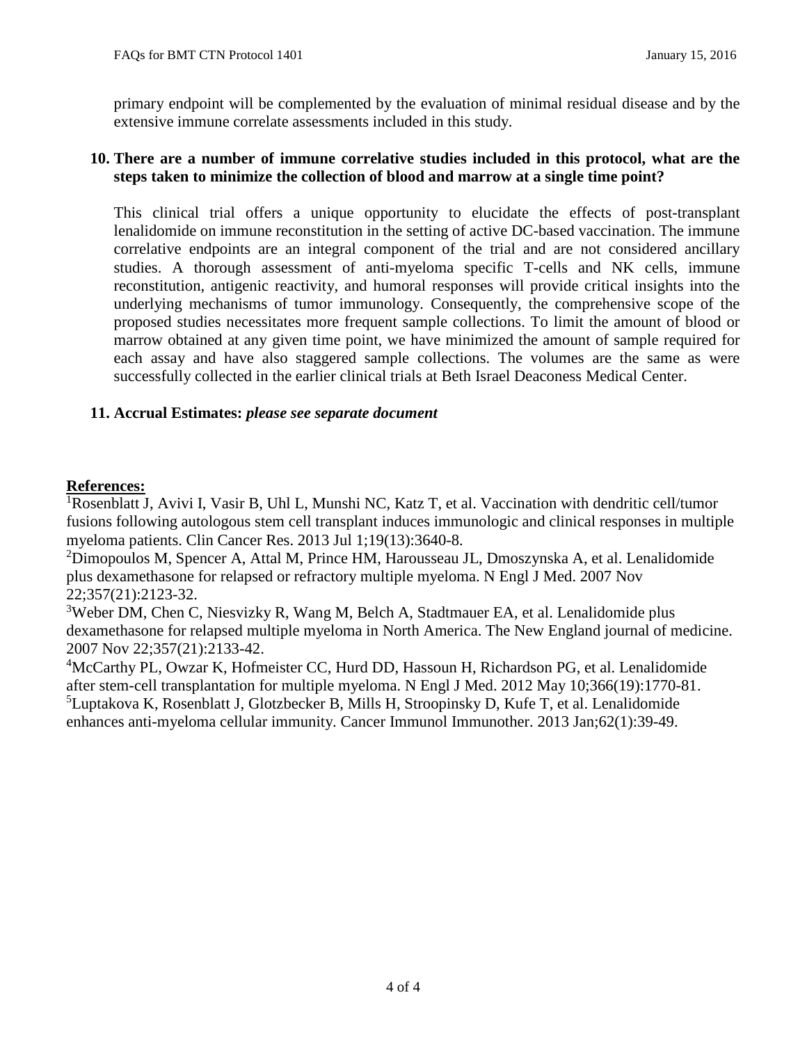primary endpoint will be complemented by the evaluation of minimal residual disease and by the extensive immune correlate assessments included in this study.

**10. There are a number of immune correlative studies included in this protocol, what are the steps taken to minimize the collection of blood and marrow at a single time point?**

This clinical trial offers a unique opportunity to elucidate the effects of post-transplant lenalidomide on immune reconstitution in the setting of active DC-based vaccination. The immune correlative endpoints are an integral component of the trial and are not considered ancillary studies. A thorough assessment of anti-myeloma specific T-cells and NK cells, immune reconstitution, antigenic reactivity, and humoral responses will provide critical insights into the underlying mechanisms of tumor immunology. Consequently, the comprehensive scope of the proposed studies necessitates more frequent sample collections. To limit the amount of blood or marrow obtained at any given time point, we have minimized the amount of sample required for each assay and have also staggered sample collections. The volumes are the same as were successfully collected in the earlier clinical trials at Beth Israel Deaconess Medical Center.

**11. Accrual Estimates:** ***please see separate document***

**References:**

[1]Rosenblatt J, Avivi I, Vasir B, Uhl L, Munshi NC, Katz T, et al. Vaccination with dendritic cell/tumor fusions following autologous stem cell transplant induces immunologic and clinical responses in multiple myeloma patients. Clin Cancer Res. 2013 Jul 1;19(13):3640-8.

[2]Dimopoulos M, Spencer A, Attal M, Prince HM, Harousseau JL, Dmoszynska A, et al. Lenalidomide plus dexamethasone for relapsed or refractory multiple myeloma. N Engl J Med. 2007 Nov 22;357(21):2123-32.

[3]Weber DM, Chen C, Niesvizky R, Wang M, Belch A, Stadtmauer EA, et al. Lenalidomide plus dexamethasone for relapsed multiple myeloma in North America. The New England journal of medicine. 2007 Nov 22;357(21):2133-42.

[4]McCarthy PL, Owzar K, Hofmeister CC, Hurd DD, Hassoun H, Richardson PG, et al. Lenalidomide after stem-cell transplantation for multiple myeloma. N Engl J Med. 2012 May 10;366(19):1770-81.

[5]Luptakova K, Rosenblatt J, Glotzbecker B, Mills H, Stroopinsky D, Kufe T, et al. Lenalidomide enhances anti-myeloma cellular immunity. Cancer Immunol Immunother. 2013 Jan;62(1):39-49.